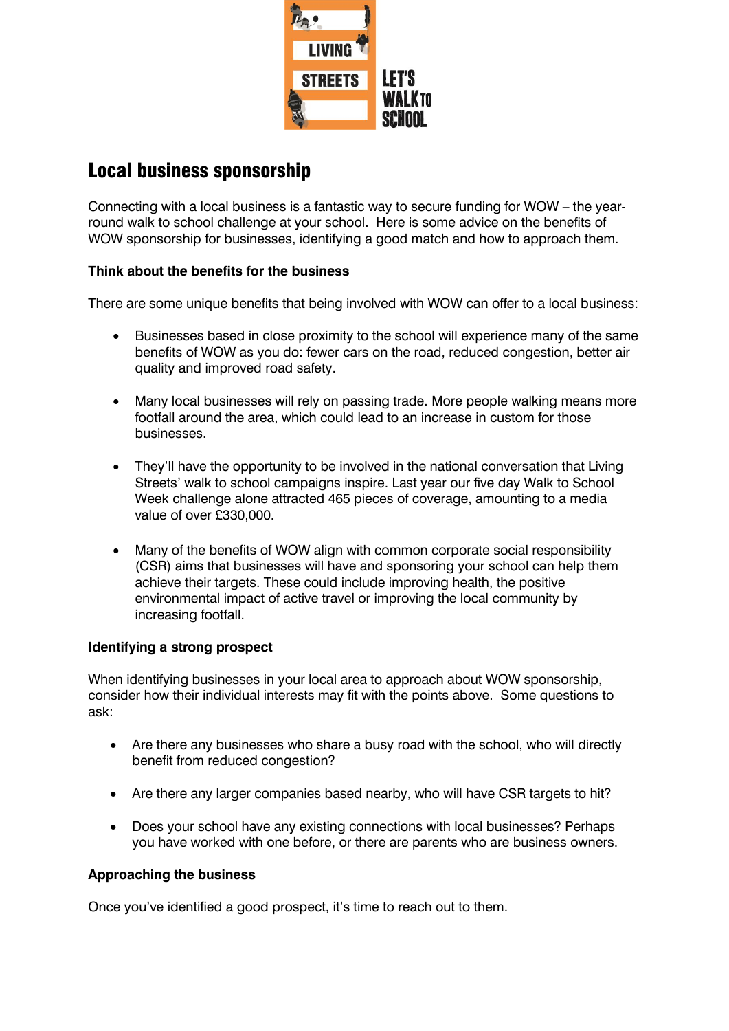# Local business sponsorship

Connecting with a local business is a fantastic way to secure funding for WOW – the year-round walk to school challenge at your school. Here is some advice on the benefits of WOW sponsorship for businesses, identifying a good match and how to approach them.

**Think about the benefits for the business**

There are some unique benefits that being involved with WOW can offer to a local business:

- Businesses based in close proximity to the school will experience many of the same benefits of WOW as you do: fewer cars on the road, reduced congestion, better air quality and improved road safety.
- Many local businesses will rely on passing trade. More people walking means more footfall around the area, which could lead to an increase in custom for those businesses.
- They'll have the opportunity to be involved in the national conversation that Living Streets' walk to school campaigns inspire. Last year our five day Walk to School Week challenge alone attracted 465 pieces of coverage, amounting to a media value of over £330,000.
- Many of the benefits of WOW align with common corporate social responsibility (CSR) aims that businesses will have and sponsoring your school can help them achieve their targets. These could include improving health, the positive environmental impact of active travel or improving the local community by increasing footfall.

**Identifying a strong prospect**

When identifying businesses in your local area to approach about WOW sponsorship, consider how their individual interests may fit with the points above. Some questions to ask:

- Are there any businesses who share a busy road with the school, who will directly benefit from reduced congestion?
- Are there any larger companies based nearby, who will have CSR targets to hit?
- Does your school have any existing connections with local businesses? Perhaps you have worked with one before, or there are parents who are business owners.

**Approaching the business**

Once you've identified a good prospect, it's time to reach out to them.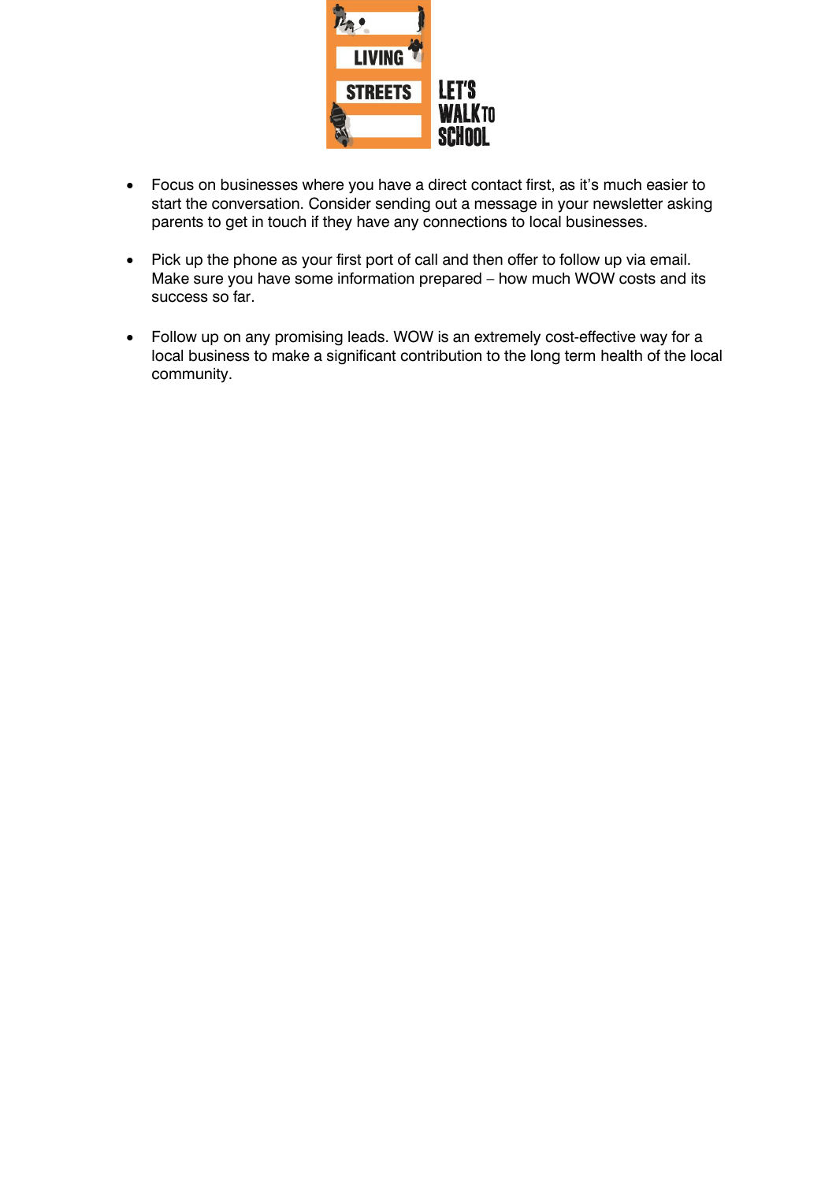- Focus on businesses where you have a direct contact first, as it's much easier to start the conversation. Consider sending out a message in your newsletter asking parents to get in touch if they have any connections to local businesses.

- Pick up the phone as your first port of call and then offer to follow up via email. Make sure you have some information prepared – how much WOW costs and its success so far.

- Follow up on any promising leads. WOW is an extremely cost-effective way for a local business to make a significant contribution to the long term health of the local community.